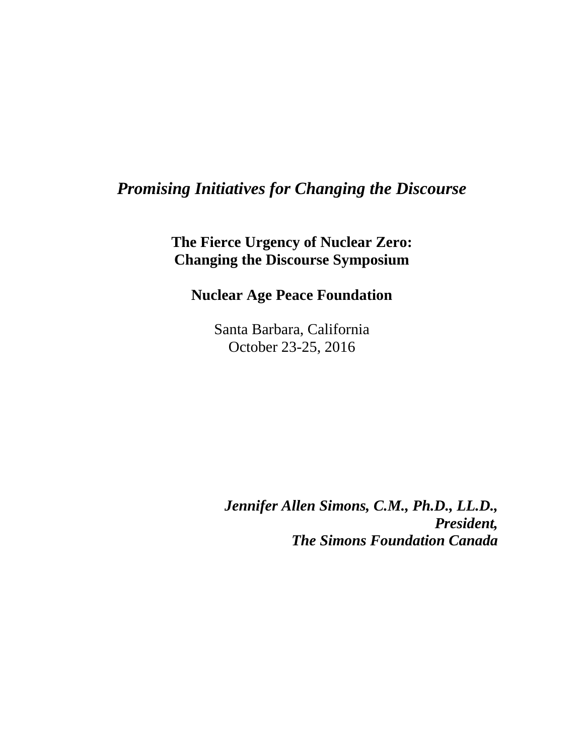# *Promising Initiatives for Changing the Discourse*

**The Fierce Urgency of Nuclear Zero:**
**Changing the Discourse Symposium**

**Nuclear Age Peace Foundation**

Santa Barbara, California
October 23-25, 2016

***Jennifer Allen Simons, C.M., Ph.D., LL.D.,***
***President,***
***The Simons Foundation Canada***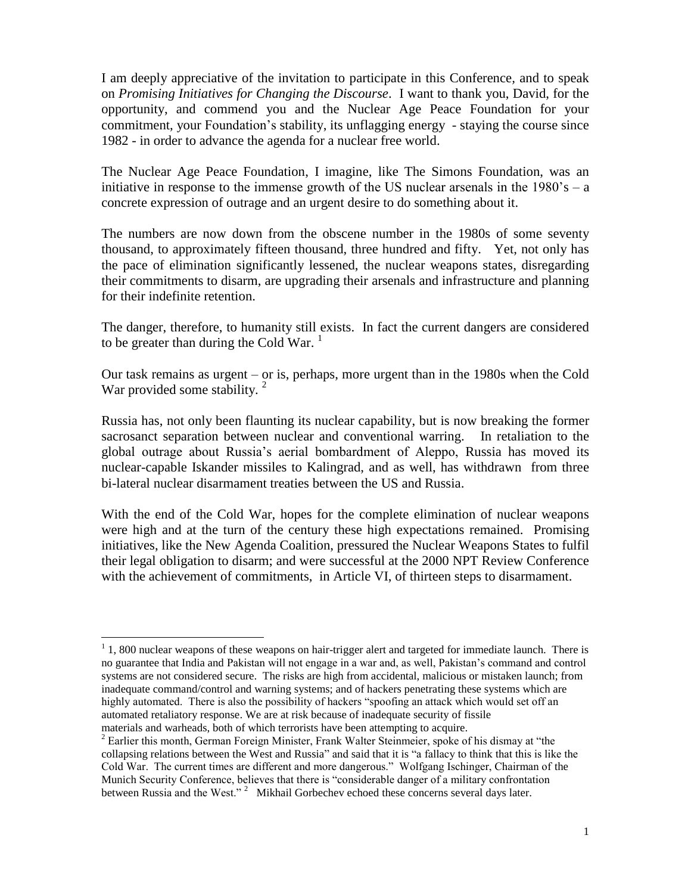I am deeply appreciative of the invitation to participate in this Conference, and to speak on *Promising Initiatives for Changing the Discourse*. I want to thank you, David, for the opportunity, and commend you and the Nuclear Age Peace Foundation for your commitment, your Foundation's stability, its unflagging energy - staying the course since 1982 - in order to advance the agenda for a nuclear free world.

The Nuclear Age Peace Foundation, I imagine, like The Simons Foundation, was an initiative in response to the immense growth of the US nuclear arsenals in the 1980's – a concrete expression of outrage and an urgent desire to do something about it.

The numbers are now down from the obscene number in the 1980s of some seventy thousand, to approximately fifteen thousand, three hundred and fifty. Yet, not only has the pace of elimination significantly lessened, the nuclear weapons states, disregarding their commitments to disarm, are upgrading their arsenals and infrastructure and planning for their indefinite retention.

The danger, therefore, to humanity still exists. In fact the current dangers are considered to be greater than during the Cold War. [1]

Our task remains as urgent – or is, perhaps, more urgent than in the 1980s when the Cold War provided some stability. [2]

Russia has, not only been flaunting its nuclear capability, but is now breaking the former sacrosanct separation between nuclear and conventional warring. In retaliation to the global outrage about Russia's aerial bombardment of Aleppo, Russia has moved its nuclear-capable Iskander missiles to Kalingrad, and as well, has withdrawn from three bi-lateral nuclear disarmament treaties between the US and Russia.

With the end of the Cold War, hopes for the complete elimination of nuclear weapons were high and at the turn of the century these high expectations remained. Promising initiatives, like the New Agenda Coalition, pressured the Nuclear Weapons States to fulfil their legal obligation to disarm; and were successful at the 2000 NPT Review Conference with the achievement of commitments, in Article VI, of thirteen steps to disarmament.

---

[1] 1, 800 nuclear weapons of these weapons on hair-trigger alert and targeted for immediate launch. There is no guarantee that India and Pakistan will not engage in a war and, as well, Pakistan's command and control systems are not considered secure. The risks are high from accidental, malicious or mistaken launch; from inadequate command/control and warning systems; and of hackers penetrating these systems which are highly automated. There is also the possibility of hackers "spoofing an attack which would set off an automated retaliatory response. We are at risk because of inadequate security of fissile materials and warheads, both of which terrorists have been attempting to acquire.

[2] Earlier this month, German Foreign Minister, Frank Walter Steinmeier, spoke of his dismay at "the collapsing relations between the West and Russia" and said that it is "a fallacy to think that this is like the Cold War. The current times are different and more dangerous." Wolfgang Ischinger, Chairman of the Munich Security Conference, believes that there is "considerable danger of a military confrontation between Russia and the West." [2] Mikhail Gorbechev echoed these concerns several days later.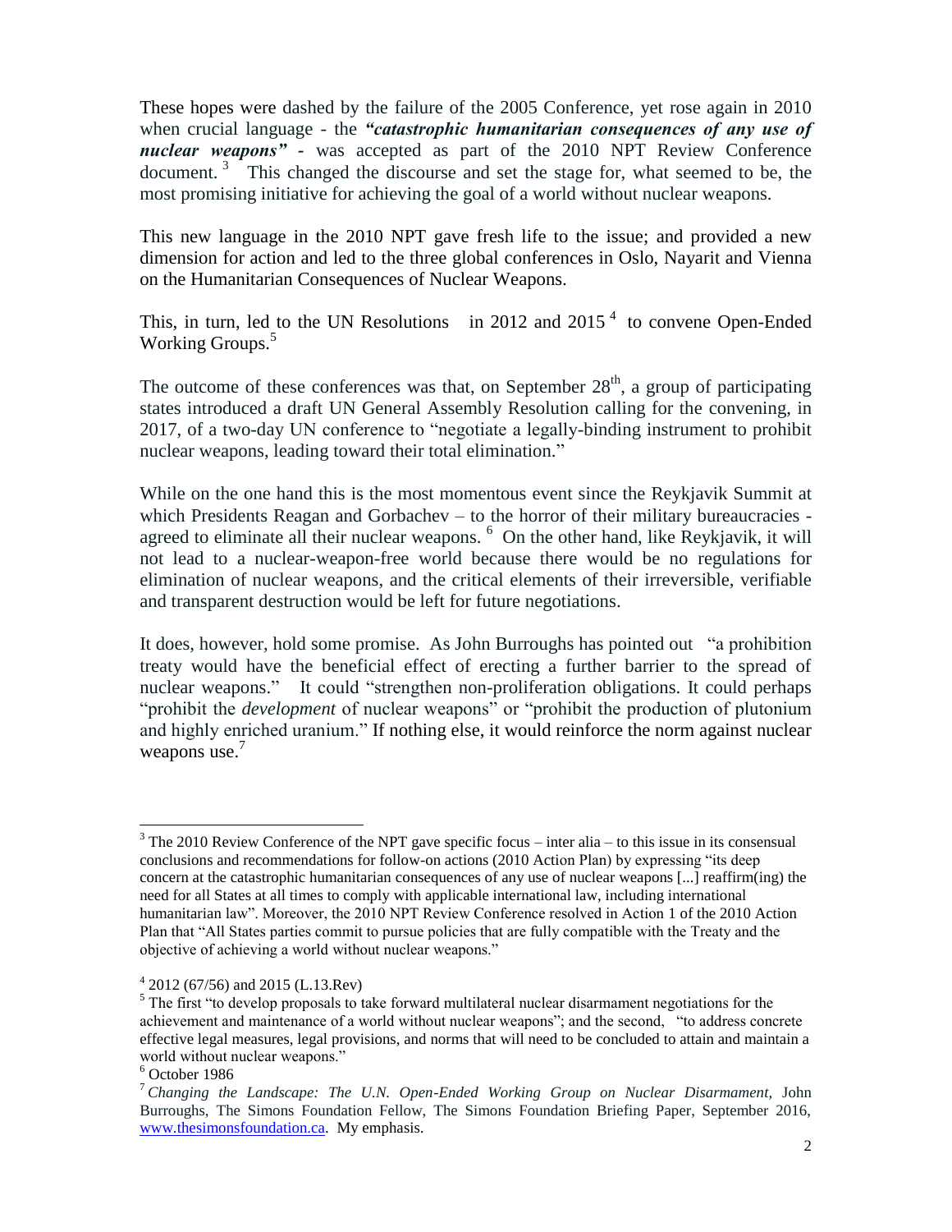These hopes were dashed by the failure of the 2005 Conference, yet rose again in 2010 when crucial language - the ***"catastrophic humanitarian consequences of any use of nuclear weapons"*** - was accepted as part of the 2010 NPT Review Conference document.[3] This changed the discourse and set the stage for, what seemed to be, the most promising initiative for achieving the goal of a world without nuclear weapons.

This new language in the 2010 NPT gave fresh life to the issue; and provided a new dimension for action and led to the three global conferences in Oslo, Nayarit and Vienna on the Humanitarian Consequences of Nuclear Weapons.

This, in turn, led to the UN Resolutions in 2012 and 2015[4] to convene Open-Ended Working Groups.[5]

The outcome of these conferences was that, on September 28th, a group of participating states introduced a draft UN General Assembly Resolution calling for the convening, in 2017, of a two-day UN conference to "negotiate a legally-binding instrument to prohibit nuclear weapons, leading toward their total elimination."

While on the one hand this is the most momentous event since the Reykjavik Summit at which Presidents Reagan and Gorbachev – to the horror of their military bureaucracies - agreed to eliminate all their nuclear weapons.[6] On the other hand, like Reykjavik, it will not lead to a nuclear-weapon-free world because there would be no regulations for elimination of nuclear weapons, and the critical elements of their irreversible, verifiable and transparent destruction would be left for future negotiations.

It does, however, hold some promise. As John Burroughs has pointed out "a prohibition treaty would have the beneficial effect of erecting a further barrier to the spread of nuclear weapons." It could "strengthen non-proliferation obligations. It could perhaps "prohibit the *development* of nuclear weapons" or "prohibit the production of plutonium and highly enriched uranium." If nothing else, it would reinforce the norm against nuclear weapons use.[7]

---

[3] The 2010 Review Conference of the NPT gave specific focus – inter alia – to this issue in its consensual conclusions and recommendations for follow-on actions (2010 Action Plan) by expressing "its deep concern at the catastrophic humanitarian consequences of any use of nuclear weapons [...] reaffirm(ing) the need for all States at all times to comply with applicable international law, including international humanitarian law". Moreover, the 2010 NPT Review Conference resolved in Action 1 of the 2010 Action Plan that "All States parties commit to pursue policies that are fully compatible with the Treaty and the objective of achieving a world without nuclear weapons."

[4] 2012 (67/56) and 2015 (L.13.Rev)

[5] The first "to develop proposals to take forward multilateral nuclear disarmament negotiations for the achievement and maintenance of a world without nuclear weapons"; and the second, "to address concrete effective legal measures, legal provisions, and norms that will need to be concluded to attain and maintain a world without nuclear weapons."

[6] October 1986

[7] *Changing the Landscape: The U.N. Open-Ended Working Group on Nuclear Disarmament,* John Burroughs, The Simons Foundation Fellow, The Simons Foundation Briefing Paper, September 2016, www.thesimonsfoundation.ca. My emphasis.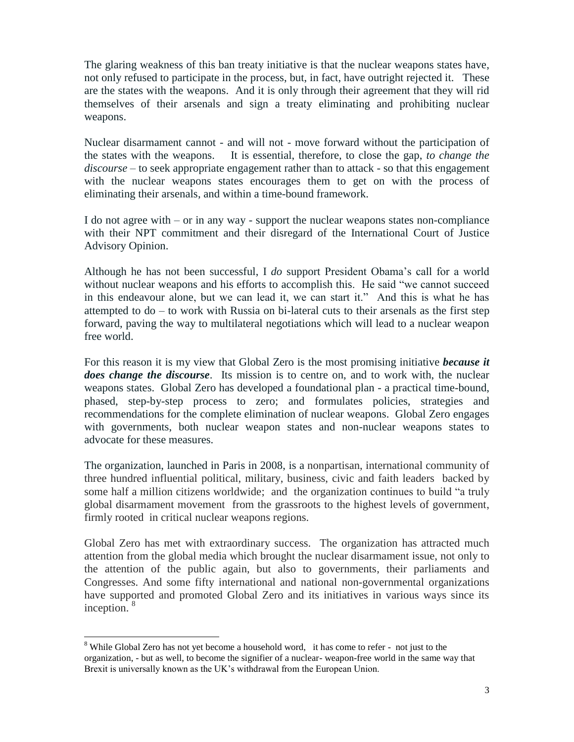The glaring weakness of this ban treaty initiative is that the nuclear weapons states have, not only refused to participate in the process, but, in fact, have outright rejected it. These are the states with the weapons. And it is only through their agreement that they will rid themselves of their arsenals and sign a treaty eliminating and prohibiting nuclear weapons.

Nuclear disarmament cannot - and will not - move forward without the participation of the states with the weapons. It is essential, therefore, to close the gap, *to change the discourse* – to seek appropriate engagement rather than to attack - so that this engagement with the nuclear weapons states encourages them to get on with the process of eliminating their arsenals, and within a time-bound framework.

I do not agree with – or in any way - support the nuclear weapons states non-compliance with their NPT commitment and their disregard of the International Court of Justice Advisory Opinion.

Although he has not been successful, I *do* support President Obama's call for a world without nuclear weapons and his efforts to accomplish this. He said "we cannot succeed in this endeavour alone, but we can lead it, we can start it." And this is what he has attempted to do – to work with Russia on bi-lateral cuts to their arsenals as the first step forward, paving the way to multilateral negotiations which will lead to a nuclear weapon free world.

For this reason it is my view that Global Zero is the most promising initiative ***because it does change the discourse***. Its mission is to centre on, and to work with, the nuclear weapons states. Global Zero has developed a foundational plan - a practical time-bound, phased, step-by-step process to zero; and formulates policies, strategies and recommendations for the complete elimination of nuclear weapons. Global Zero engages with governments, both nuclear weapon states and non-nuclear weapons states to advocate for these measures.

The organization, launched in Paris in 2008, is a nonpartisan, international community of three hundred influential political, military, business, civic and faith leaders backed by some half a million citizens worldwide; and the organization continues to build "a truly global disarmament movement from the grassroots to the highest levels of government, firmly rooted in critical nuclear weapons regions.

Global Zero has met with extraordinary success. The organization has attracted much attention from the global media which brought the nuclear disarmament issue, not only to the attention of the public again, but also to governments, their parliaments and Congresses. And some fifty international and national non-governmental organizations have supported and promoted Global Zero and its initiatives in various ways since its inception. [8]

---

[8] While Global Zero has not yet become a household word, it has come to refer - not just to the organization, - but as well, to become the signifier of a nuclear- weapon-free world in the same way that Brexit is universally known as the UK's withdrawal from the European Union.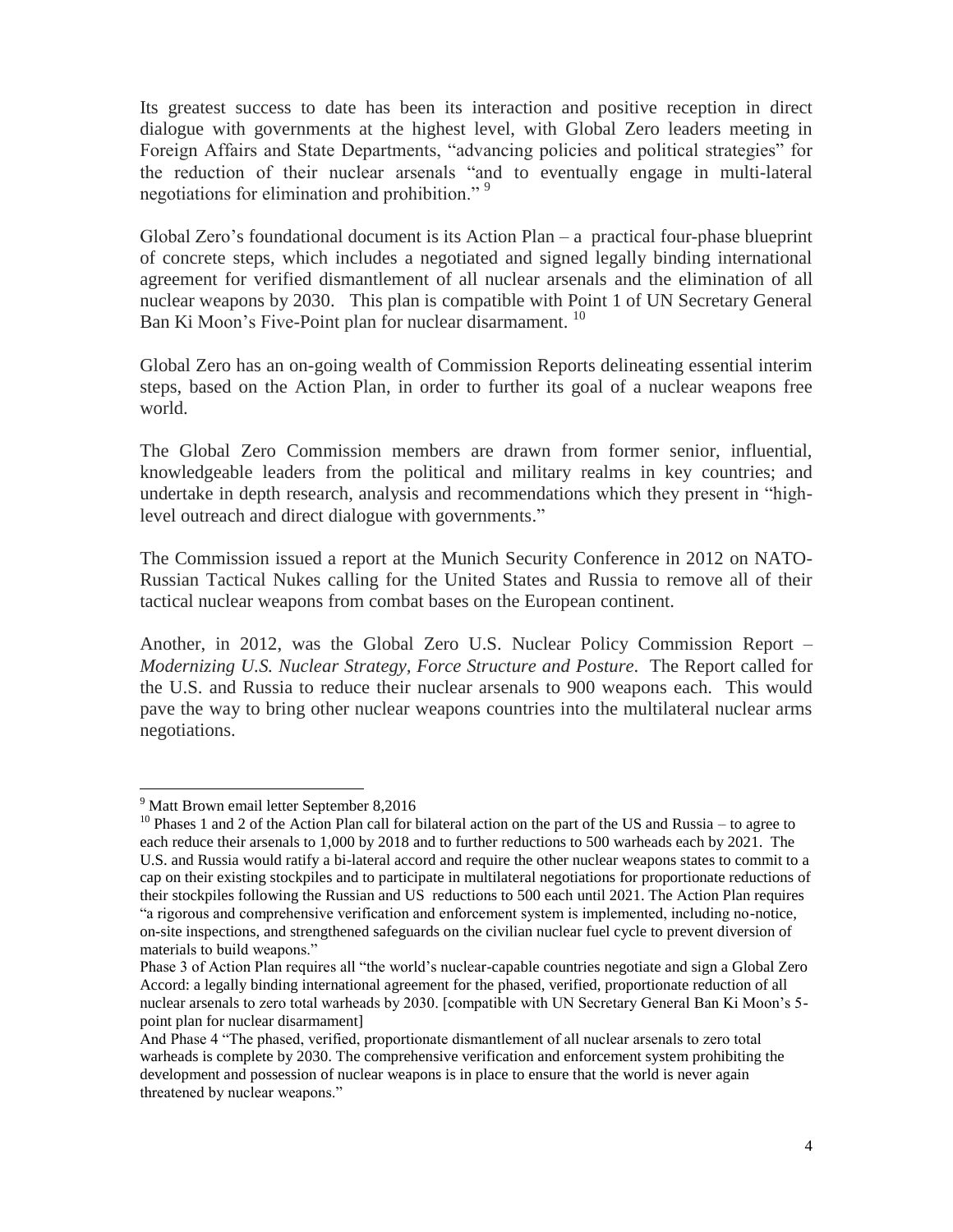Its greatest success to date has been its interaction and positive reception in direct dialogue with governments at the highest level, with Global Zero leaders meeting in Foreign Affairs and State Departments, "advancing policies and political strategies" for the reduction of their nuclear arsenals "and to eventually engage in multi-lateral negotiations for elimination and prohibition." [9]

Global Zero's foundational document is its Action Plan – a practical four-phase blueprint of concrete steps, which includes a negotiated and signed legally binding international agreement for verified dismantlement of all nuclear arsenals and the elimination of all nuclear weapons by 2030. This plan is compatible with Point 1 of UN Secretary General Ban Ki Moon's Five-Point plan for nuclear disarmament. [10]

Global Zero has an on-going wealth of Commission Reports delineating essential interim steps, based on the Action Plan, in order to further its goal of a nuclear weapons free world.

The Global Zero Commission members are drawn from former senior, influential, knowledgeable leaders from the political and military realms in key countries; and undertake in depth research, analysis and recommendations which they present in "high-level outreach and direct dialogue with governments."

The Commission issued a report at the Munich Security Conference in 2012 on NATO-Russian Tactical Nukes calling for the United States and Russia to remove all of their tactical nuclear weapons from combat bases on the European continent.

Another, in 2012, was the Global Zero U.S. Nuclear Policy Commission Report – *Modernizing U.S. Nuclear Strategy, Force Structure and Posture*. The Report called for the U.S. and Russia to reduce their nuclear arsenals to 900 weapons each. This would pave the way to bring other nuclear weapons countries into the multilateral nuclear arms negotiations.

---

[9] Matt Brown email letter September 8,2016

[10] Phases 1 and 2 of the Action Plan call for bilateral action on the part of the US and Russia – to agree to each reduce their arsenals to 1,000 by 2018 and to further reductions to 500 warheads each by 2021. The U.S. and Russia would ratify a bi-lateral accord and require the other nuclear weapons states to commit to a cap on their existing stockpiles and to participate in multilateral negotiations for proportionate reductions of their stockpiles following the Russian and US reductions to 500 each until 2021. The Action Plan requires "a rigorous and comprehensive verification and enforcement system is implemented, including no-notice, on-site inspections, and strengthened safeguards on the civilian nuclear fuel cycle to prevent diversion of materials to build weapons."

Phase 3 of Action Plan requires all "the world's nuclear-capable countries negotiate and sign a Global Zero Accord: a legally binding international agreement for the phased, verified, proportionate reduction of all nuclear arsenals to zero total warheads by 2030. [compatible with UN Secretary General Ban Ki Moon's 5-point plan for nuclear disarmament]

And Phase 4 "The phased, verified, proportionate dismantlement of all nuclear arsenals to zero total warheads is complete by 2030. The comprehensive verification and enforcement system prohibiting the development and possession of nuclear weapons is in place to ensure that the world is never again threatened by nuclear weapons."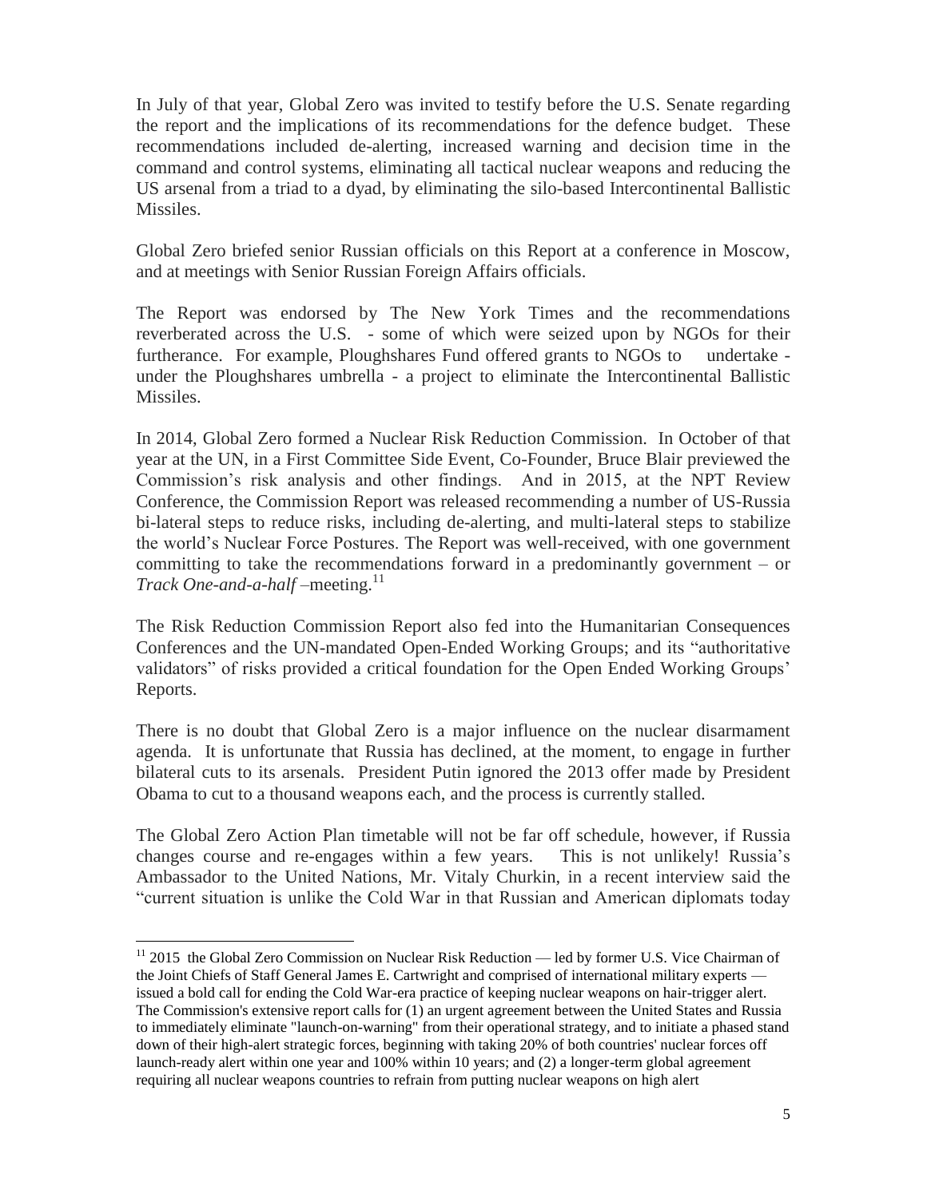In July of that year, Global Zero was invited to testify before the U.S. Senate regarding the report and the implications of its recommendations for the defence budget. These recommendations included de-alerting, increased warning and decision time in the command and control systems, eliminating all tactical nuclear weapons and reducing the US arsenal from a triad to a dyad, by eliminating the silo-based Intercontinental Ballistic Missiles.

Global Zero briefed senior Russian officials on this Report at a conference in Moscow, and at meetings with Senior Russian Foreign Affairs officials.

The Report was endorsed by The New York Times and the recommendations reverberated across the U.S. - some of which were seized upon by NGOs for their furtherance. For example, Ploughshares Fund offered grants to NGOs to undertake - under the Ploughshares umbrella - a project to eliminate the Intercontinental Ballistic Missiles.

In 2014, Global Zero formed a Nuclear Risk Reduction Commission. In October of that year at the UN, in a First Committee Side Event, Co-Founder, Bruce Blair previewed the Commission's risk analysis and other findings. And in 2015, at the NPT Review Conference, the Commission Report was released recommending a number of US-Russia bi-lateral steps to reduce risks, including de-alerting, and multi-lateral steps to stabilize the world's Nuclear Force Postures. The Report was well-received, with one government committing to take the recommendations forward in a predominantly government – or *Track One-and-a-half* –meeting.[11]

The Risk Reduction Commission Report also fed into the Humanitarian Consequences Conferences and the UN-mandated Open-Ended Working Groups; and its "authoritative validators" of risks provided a critical foundation for the Open Ended Working Groups' Reports.

There is no doubt that Global Zero is a major influence on the nuclear disarmament agenda. It is unfortunate that Russia has declined, at the moment, to engage in further bilateral cuts to its arsenals. President Putin ignored the 2013 offer made by President Obama to cut to a thousand weapons each, and the process is currently stalled.

The Global Zero Action Plan timetable will not be far off schedule, however, if Russia changes course and re-engages within a few years. This is not unlikely! Russia's Ambassador to the United Nations, Mr. Vitaly Churkin, in a recent interview said the "current situation is unlike the Cold War in that Russian and American diplomats today

[11] 2015 the Global Zero Commission on Nuclear Risk Reduction — led by former U.S. Vice Chairman of the Joint Chiefs of Staff General James E. Cartwright and comprised of international military experts — issued a bold call for ending the Cold War-era practice of keeping nuclear weapons on hair-trigger alert. The Commission's extensive report calls for (1) an urgent agreement between the United States and Russia to immediately eliminate "launch-on-warning" from their operational strategy, and to initiate a phased stand down of their high-alert strategic forces, beginning with taking 20% of both countries' nuclear forces off launch-ready alert within one year and 100% within 10 years; and (2) a longer-term global agreement requiring all nuclear weapons countries to refrain from putting nuclear weapons on high alert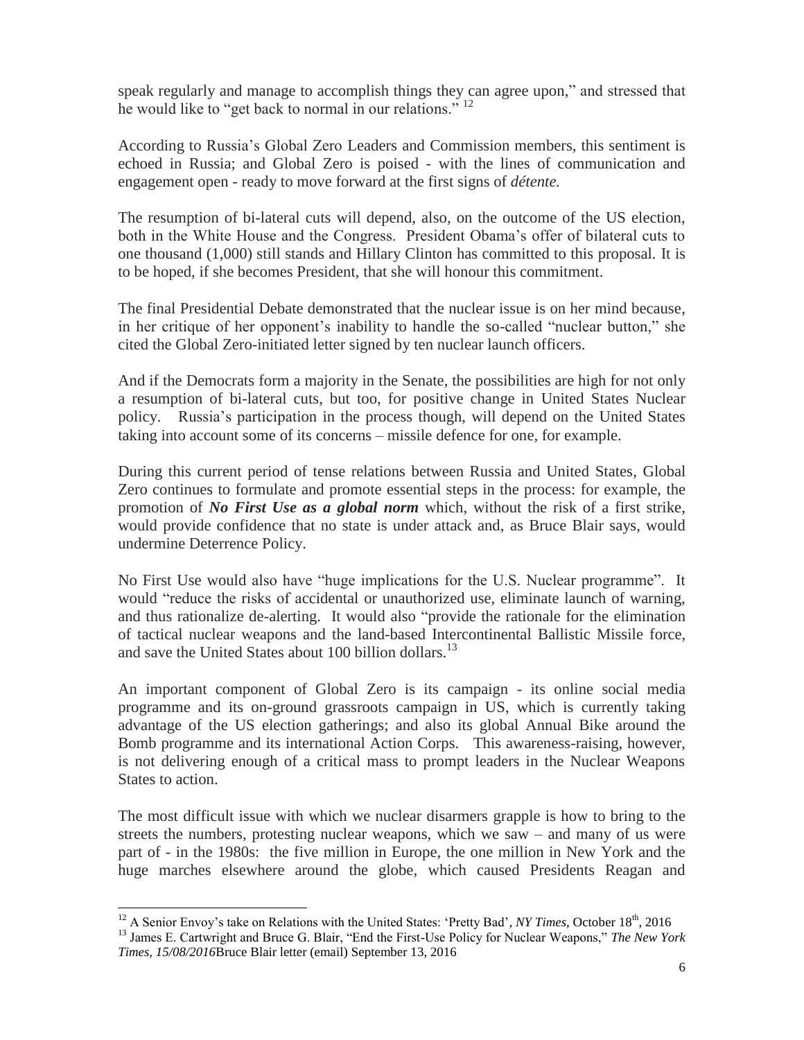speak regularly and manage to accomplish things they can agree upon," and stressed that he would like to "get back to normal in our relations." [12]

According to Russia's Global Zero Leaders and Commission members, this sentiment is echoed in Russia; and Global Zero is poised - with the lines of communication and engagement open - ready to move forward at the first signs of *détente.*

The resumption of bi-lateral cuts will depend, also, on the outcome of the US election, both in the White House and the Congress. President Obama's offer of bilateral cuts to one thousand (1,000) still stands and Hillary Clinton has committed to this proposal. It is to be hoped, if she becomes President, that she will honour this commitment.

The final Presidential Debate demonstrated that the nuclear issue is on her mind because, in her critique of her opponent's inability to handle the so-called "nuclear button," she cited the Global Zero-initiated letter signed by ten nuclear launch officers.

And if the Democrats form a majority in the Senate, the possibilities are high for not only a resumption of bi-lateral cuts, but too, for positive change in United States Nuclear policy. Russia's participation in the process though, will depend on the United States taking into account some of its concerns – missile defence for one, for example.

During this current period of tense relations between Russia and United States, Global Zero continues to formulate and promote essential steps in the process: for example, the promotion of ***No First Use as a global norm*** which, without the risk of a first strike, would provide confidence that no state is under attack and, as Bruce Blair says, would undermine Deterrence Policy.

No First Use would also have "huge implications for the U.S. Nuclear programme". It would "reduce the risks of accidental or unauthorized use, eliminate launch of warning, and thus rationalize de-alerting. It would also "provide the rationale for the elimination of tactical nuclear weapons and the land-based Intercontinental Ballistic Missile force, and save the United States about 100 billion dollars.[13]

An important component of Global Zero is its campaign - its online social media programme and its on-ground grassroots campaign in US, which is currently taking advantage of the US election gatherings; and also its global Annual Bike around the Bomb programme and its international Action Corps. This awareness-raising, however, is not delivering enough of a critical mass to prompt leaders in the Nuclear Weapons States to action.

The most difficult issue with which we nuclear disarmers grapple is how to bring to the streets the numbers, protesting nuclear weapons, which we saw – and many of us were part of - in the 1980s: the five million in Europe, the one million in New York and the huge marches elsewhere around the globe, which caused Presidents Reagan and

---

[12] A Senior Envoy's take on Relations with the United States: 'Pretty Bad', *NY Times,* October 18th, 2016

[13] James E. Cartwright and Bruce G. Blair, "End the First-Use Policy for Nuclear Weapons," *The New York Times, 15/08/2016*Bruce Blair letter (email) September 13, 2016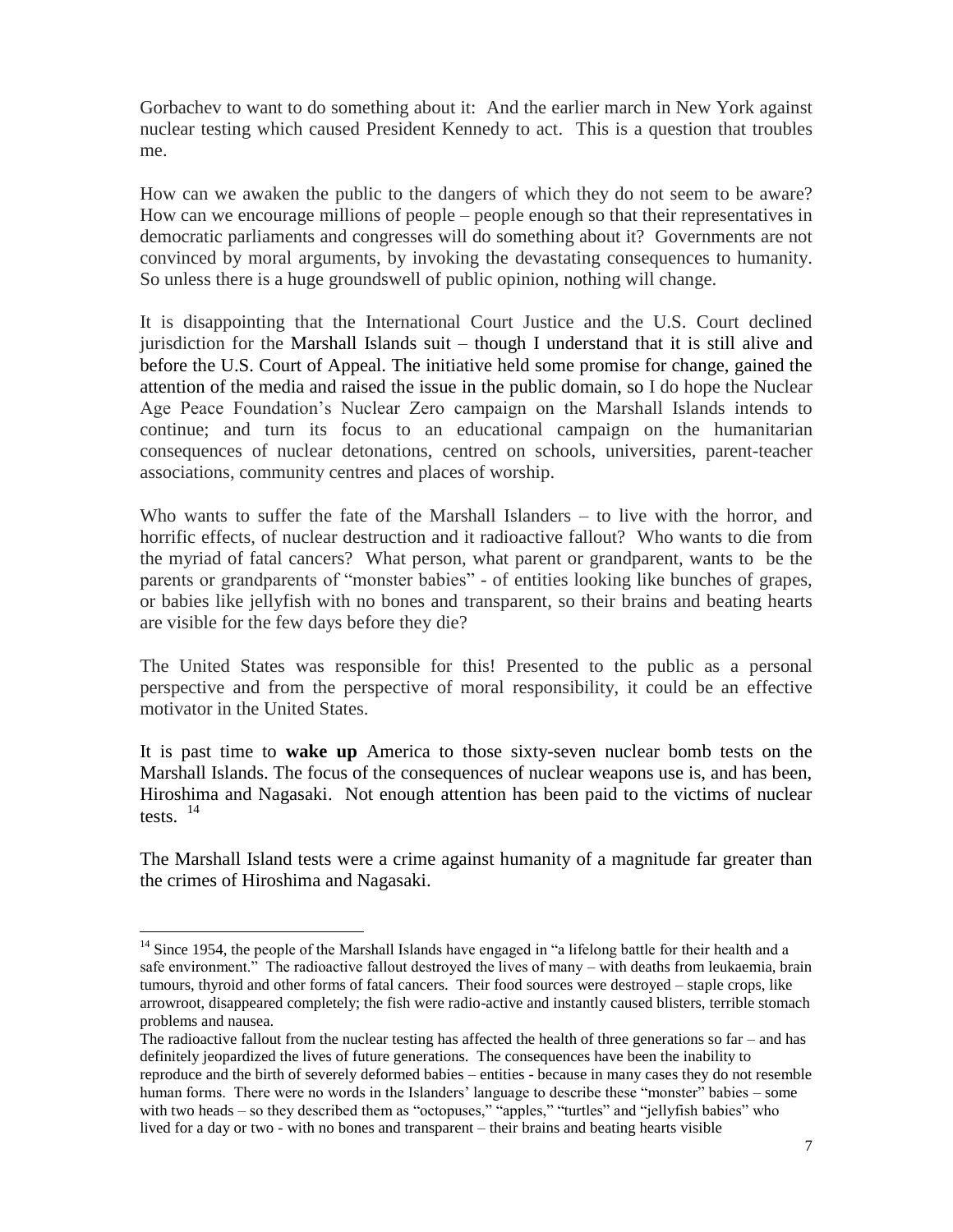Gorbachev to want to do something about it: And the earlier march in New York against nuclear testing which caused President Kennedy to act. This is a question that troubles me.

How can we awaken the public to the dangers of which they do not seem to be aware? How can we encourage millions of people – people enough so that their representatives in democratic parliaments and congresses will do something about it? Governments are not convinced by moral arguments, by invoking the devastating consequences to humanity. So unless there is a huge groundswell of public opinion, nothing will change.

It is disappointing that the International Court Justice and the U.S. Court declined jurisdiction for the Marshall Islands suit – though I understand that it is still alive and before the U.S. Court of Appeal. The initiative held some promise for change, gained the attention of the media and raised the issue in the public domain, so I do hope the Nuclear Age Peace Foundation's Nuclear Zero campaign on the Marshall Islands intends to continue; and turn its focus to an educational campaign on the humanitarian consequences of nuclear detonations, centred on schools, universities, parent-teacher associations, community centres and places of worship.

Who wants to suffer the fate of the Marshall Islanders – to live with the horror, and horrific effects, of nuclear destruction and it radioactive fallout? Who wants to die from the myriad of fatal cancers? What person, what parent or grandparent, wants to be the parents or grandparents of "monster babies" - of entities looking like bunches of grapes, or babies like jellyfish with no bones and transparent, so their brains and beating hearts are visible for the few days before they die?

The United States was responsible for this! Presented to the public as a personal perspective and from the perspective of moral responsibility, it could be an effective motivator in the United States.

It is past time to **wake up** America to those sixty-seven nuclear bomb tests on the Marshall Islands. The focus of the consequences of nuclear weapons use is, and has been, Hiroshima and Nagasaki. Not enough attention has been paid to the victims of nuclear tests. [14]

The Marshall Island tests were a crime against humanity of a magnitude far greater than the crimes of Hiroshima and Nagasaki.

---

[14] Since 1954, the people of the Marshall Islands have engaged in "a lifelong battle for their health and a safe environment." The radioactive fallout destroyed the lives of many – with deaths from leukaemia, brain tumours, thyroid and other forms of fatal cancers. Their food sources were destroyed – staple crops, like arrowroot, disappeared completely; the fish were radio-active and instantly caused blisters, terrible stomach problems and nausea.

The radioactive fallout from the nuclear testing has affected the health of three generations so far – and has definitely jeopardized the lives of future generations. The consequences have been the inability to reproduce and the birth of severely deformed babies – entities - because in many cases they do not resemble human forms. There were no words in the Islanders' language to describe these "monster" babies – some with two heads – so they described them as "octopuses," "apples," "turtles" and "jellyfish babies" who lived for a day or two - with no bones and transparent – their brains and beating hearts visible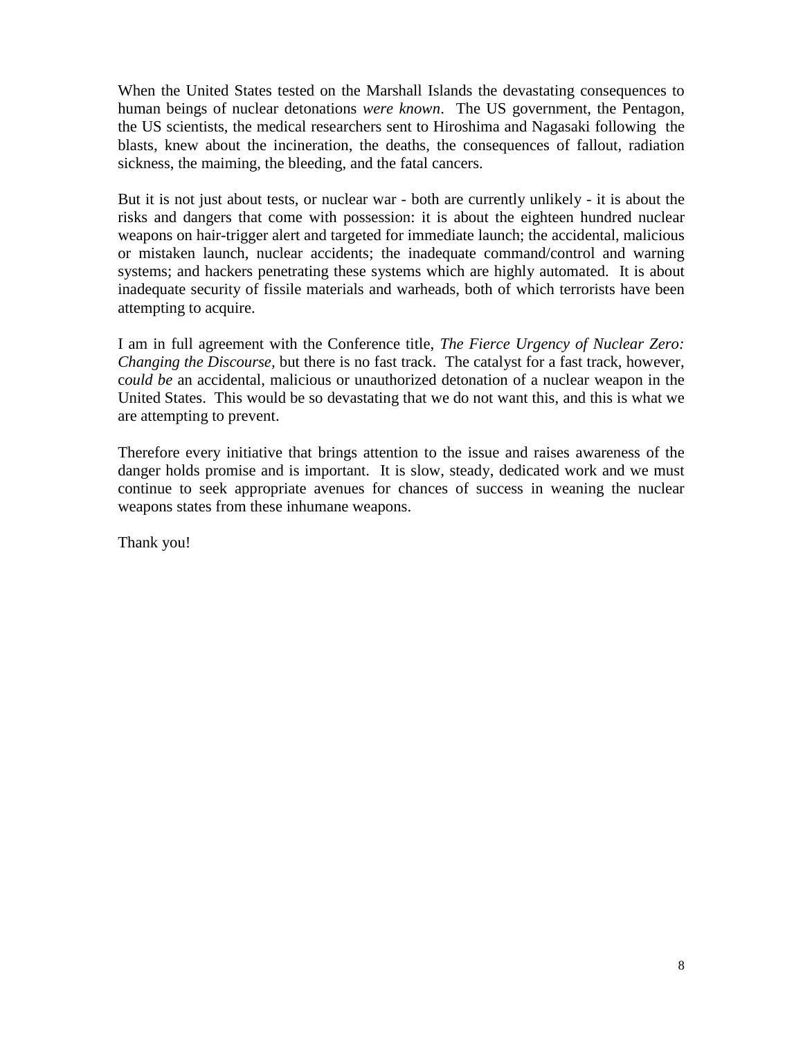When the United States tested on the Marshall Islands the devastating consequences to human beings of nuclear detonations *were known*. The US government, the Pentagon, the US scientists, the medical researchers sent to Hiroshima and Nagasaki following the blasts, knew about the incineration, the deaths, the consequences of fallout, radiation sickness, the maiming, the bleeding, and the fatal cancers.

But it is not just about tests, or nuclear war - both are currently unlikely - it is about the risks and dangers that come with possession: it is about the eighteen hundred nuclear weapons on hair-trigger alert and targeted for immediate launch; the accidental, malicious or mistaken launch, nuclear accidents; the inadequate command/control and warning systems; and hackers penetrating these systems which are highly automated. It is about inadequate security of fissile materials and warheads, both of which terrorists have been attempting to acquire.

I am in full agreement with the Conference title, *The Fierce Urgency of Nuclear Zero: Changing the Discourse*, but there is no fast track. The catalyst for a fast track, however, c*ould be* an accidental, malicious or unauthorized detonation of a nuclear weapon in the United States. This would be so devastating that we do not want this, and this is what we are attempting to prevent.

Therefore every initiative that brings attention to the issue and raises awareness of the danger holds promise and is important. It is slow, steady, dedicated work and we must continue to seek appropriate avenues for chances of success in weaning the nuclear weapons states from these inhumane weapons.

Thank you!